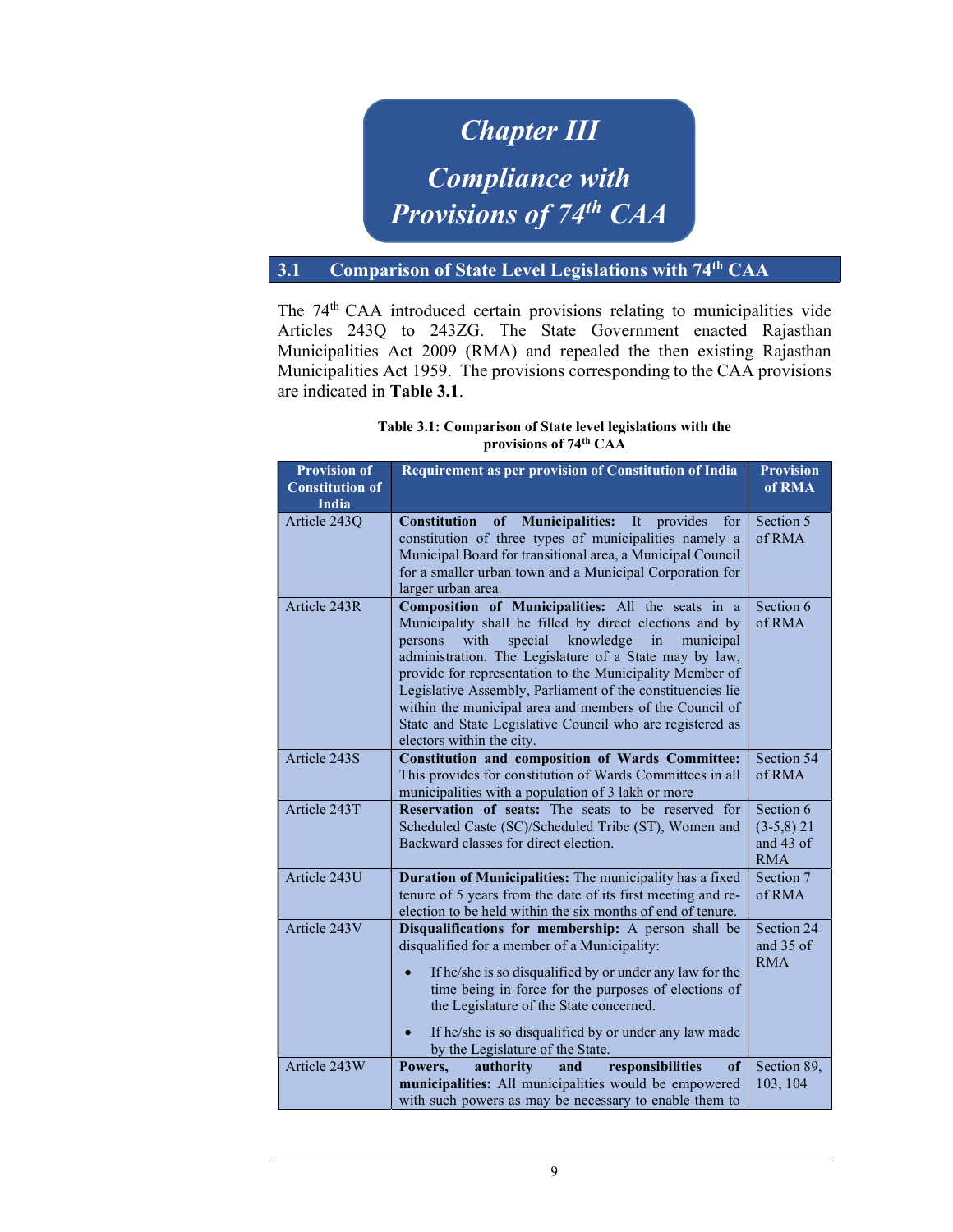# Chapter III

# Compliance with Provisions of 74th CAA

## 3.1 Comparison of State Level Legislations with 74th CAA

The 74th CAA introduced certain provisions relating to municipalities vide Articles 243Q to 243ZG. The State Government enacted Rajasthan Municipalities Act 2009 (RMA) and repealed the then existing Rajasthan Municipalities Act 1959. The provisions corresponding to the CAA provisions are indicated in **Table 3.1**.

**Table 3.1: Comparison of State level legislations with the provisions of 74th CAA**

| Provision of Constitution of India | Requirement as per provision of Constitution of India | Provision of RMA |
|---|---|---|
| Article 243Q | **Constitution of Municipalities:** It provides for constitution of three types of municipalities namely a Municipal Board for transitional area, a Municipal Council for a smaller urban town and a Municipal Corporation for larger urban area. | Section 5 of RMA |
| Article 243R | **Composition of Municipalities:** All the seats in a Municipality shall be filled by direct elections and by persons with special knowledge in municipal administration. The Legislature of a State may by law, provide for representation to the Municipality Member of Legislative Assembly, Parliament of the constituencies lie within the municipal area and members of the Council of State and State Legislative Council who are registered as electors within the city. | Section 6 of RMA |
| Article 243S | **Constitution and composition of Wards Committee:** This provides for constitution of Wards Committees in all municipalities with a population of 3 lakh or more | Section 54 of RMA |
| Article 243T | **Reservation of seats:** The seats to be reserved for Scheduled Caste (SC)/Scheduled Tribe (ST), Women and Backward classes for direct election. | Section 6 (3-5,8) 21 and 43 of RMA |
| Article 243U | **Duration of Municipalities:** The municipality has a fixed tenure of 5 years from the date of its first meeting and re-election to be held within the six months of end of tenure. | Section 7 of RMA |
| Article 243V | **Disqualifications for membership:** A person shall be disqualified for a member of a Municipality:<br>• If he/she is so disqualified by or under any law for the time being in force for the purposes of elections of the Legislature of the State concerned.<br>• If he/she is so disqualified by or under any law made by the Legislature of the State. | Section 24 and 35 of RMA |
| Article 243W | **Powers, authority and responsibilities of municipalities:** All municipalities would be empowered with such powers as may be necessary to enable them to | Section 89, 103, 104 |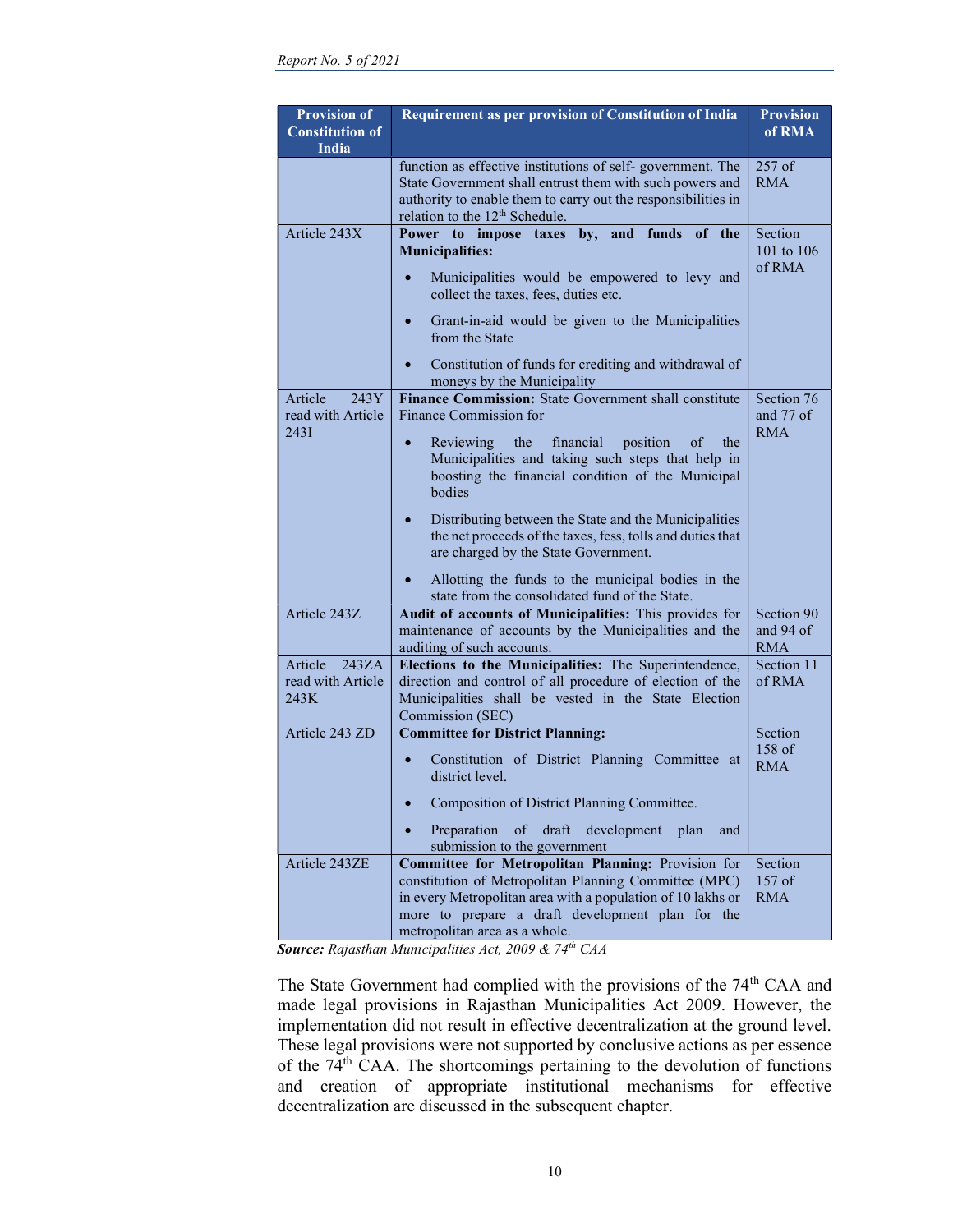| Provision of Constitution of India | Requirement as per provision of Constitution of India | Provision of RMA |
|---|---|---|
| | function as effective institutions of self- government. The State Government shall entrust them with such powers and authority to enable them to carry out the responsibilities in relation to the 12th Schedule. | 257 of RMA |
| Article 243X | **Power to impose taxes by, and funds of the Municipalities:** <br>• Municipalities would be empowered to levy and collect the taxes, fees, duties etc. <br>• Grant-in-aid would be given to the Municipalities from the State <br>• Constitution of funds for crediting and withdrawal of moneys by the Municipality | Section 101 to 106 of RMA |
| Article 243Y read with Article 243I | **Finance Commission:** State Government shall constitute Finance Commission for <br>• Reviewing the financial position of the Municipalities and taking such steps that help in boosting the financial condition of the Municipal bodies <br>• Distributing between the State and the Municipalities the net proceeds of the taxes, fess, tolls and duties that are charged by the State Government. <br>• Allotting the funds to the municipal bodies in the state from the consolidated fund of the State. | Section 76 and 77 of RMA |
| Article 243Z | **Audit of accounts of Municipalities:** This provides for maintenance of accounts by the Municipalities and the auditing of such accounts. | Section 90 and 94 of RMA |
| Article 243ZA read with Article 243K | **Elections to the Municipalities:** The Superintendence, direction and control of all procedure of election of the Municipalities shall be vested in the State Election Commission (SEC) | Section 11 of RMA |
| Article 243 ZD | **Committee for District Planning:** <br>• Constitution of District Planning Committee at district level. <br>• Composition of District Planning Committee. <br>• Preparation of draft development plan and submission to the government | Section 158 of RMA |
| Article 243ZE | **Committee for Metropolitan Planning:** Provision for constitution of Metropolitan Planning Committee (MPC) in every Metropolitan area with a population of 10 lakhs or more to prepare a draft development plan for the metropolitan area as a whole. | Section 157 of RMA |

***Source:*** *Rajasthan Municipalities Act, 2009 & 74th CAA*

The State Government had complied with the provisions of the 74th CAA and made legal provisions in Rajasthan Municipalities Act 2009. However, the implementation did not result in effective decentralization at the ground level. These legal provisions were not supported by conclusive actions as per essence of the 74th CAA. The shortcomings pertaining to the devolution of functions and creation of appropriate institutional mechanisms for effective decentralization are discussed in the subsequent chapter.